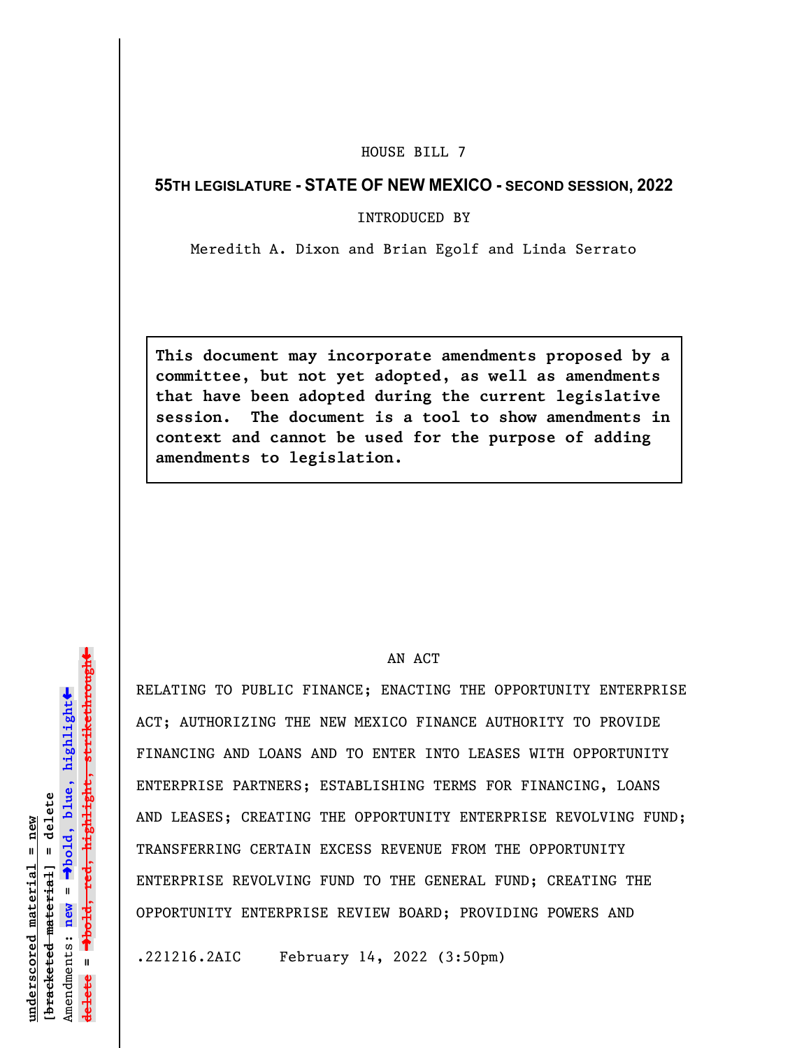HOUSE BILL 7

**55TH LEGISLATURE - STATE OF NEW MEXICO - SECOND SESSION, 2022**

INTRODUCED BY

Meredith A. Dixon and Brian Egolf and Linda Serrato

**This document may incorporate amendments proposed by a committee, but not yet adopted, as well as amendments that have been adopted during the current legislative session. The document is a tool to show amendments in context and cannot be used for the purpose of adding amendments to legislation.**

AN ACT

RELATING TO PUBLIC FINANCE; ENACTING THE OPPORTUNITY ENTERPRISE ACT; AUTHORIZING THE NEW MEXICO FINANCE AUTHORITY TO PROVIDE FINANCING AND LOANS AND TO ENTER INTO LEASES WITH OPPORTUNITY ENTERPRISE PARTNERS; ESTABLISHING TERMS FOR FINANCING, LOANS AND LEASES; CREATING THE OPPORTUNITY ENTERPRISE REVOLVING FUND; TRANSFERRING CERTAIN EXCESS REVENUE FROM THE OPPORTUNITY ENTERPRISE REVOLVING FUND TO THE GENERAL FUND; CREATING THE OPPORTUNITY ENTERPRISE REVIEW BOARD; PROVIDING POWERS AND

.221216.2AIC February 14, 2022 (3:50pm)

underscored material = new
[bracketed material] = delete
Amendments: new = →bold, blue, highlight←
delete = →bold, red, highlight, strikethrough←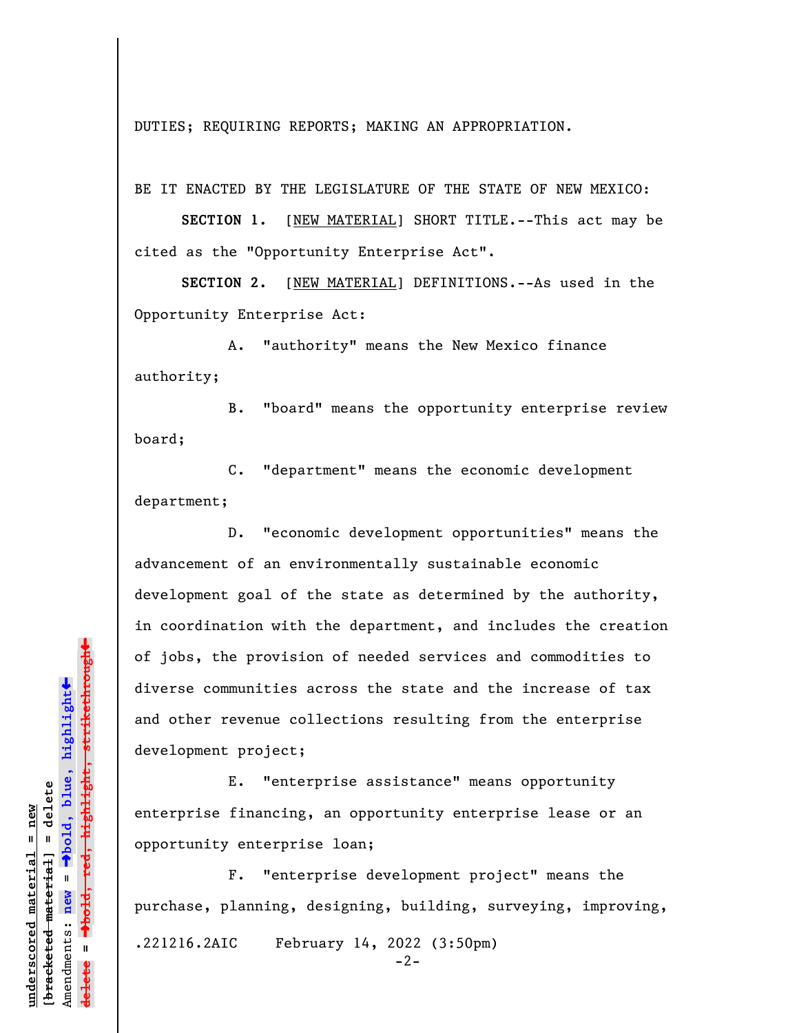DUTIES; REQUIRING REPORTS; MAKING AN APPROPRIATION.

BE IT ENACTED BY THE LEGISLATURE OF THE STATE OF NEW MEXICO:

**SECTION 1.** [NEW MATERIAL] SHORT TITLE.--This act may be cited as the "Opportunity Enterprise Act".

**SECTION 2.** [NEW MATERIAL] DEFINITIONS.--As used in the Opportunity Enterprise Act:

A. "authority" means the New Mexico finance authority;

B. "board" means the opportunity enterprise review board;

C. "department" means the economic development department;

D. "economic development opportunities" means the advancement of an environmentally sustainable economic development goal of the state as determined by the authority, in coordination with the department, and includes the creation of jobs, the provision of needed services and commodities to diverse communities across the state and the increase of tax and other revenue collections resulting from the enterprise development project;

E. "enterprise assistance" means opportunity enterprise financing, an opportunity enterprise lease or an opportunity enterprise loan;

F. "enterprise development project" means the purchase, planning, designing, building, surveying, improving,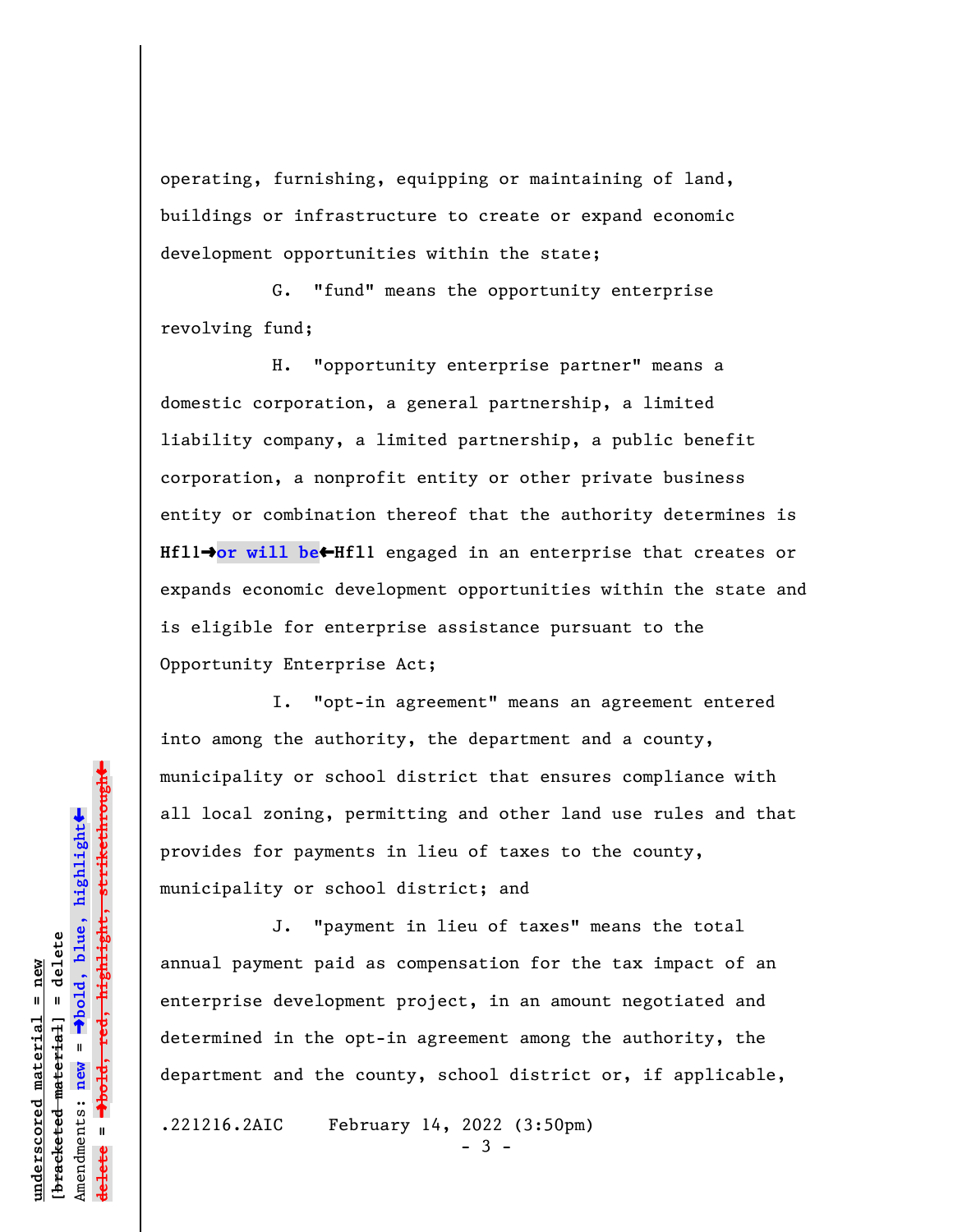operating, furnishing, equipping or maintaining of land, buildings or infrastructure to create or expand economic development opportunities within the state;

G. "fund" means the opportunity enterprise revolving fund;

H. "opportunity enterprise partner" means a domestic corporation, a general partnership, a limited liability company, a limited partnership, a public benefit corporation, a nonprofit entity or other private business entity or combination thereof that the authority determines is **Hfl1→or will be←Hfl1** engaged in an enterprise that creates or expands economic development opportunities within the state and is eligible for enterprise assistance pursuant to the Opportunity Enterprise Act;

I. "opt-in agreement" means an agreement entered into among the authority, the department and a county, municipality or school district that ensures compliance with all local zoning, permitting and other land use rules and that provides for payments in lieu of taxes to the county, municipality or school district; and

J. "payment in lieu of taxes" means the total annual payment paid as compensation for the tax impact of an enterprise development project, in an amount negotiated and determined in the opt-in agreement among the authority, the department and the county, school district or, if applicable,

.221216.2AIC February 14, 2022 (3:50pm)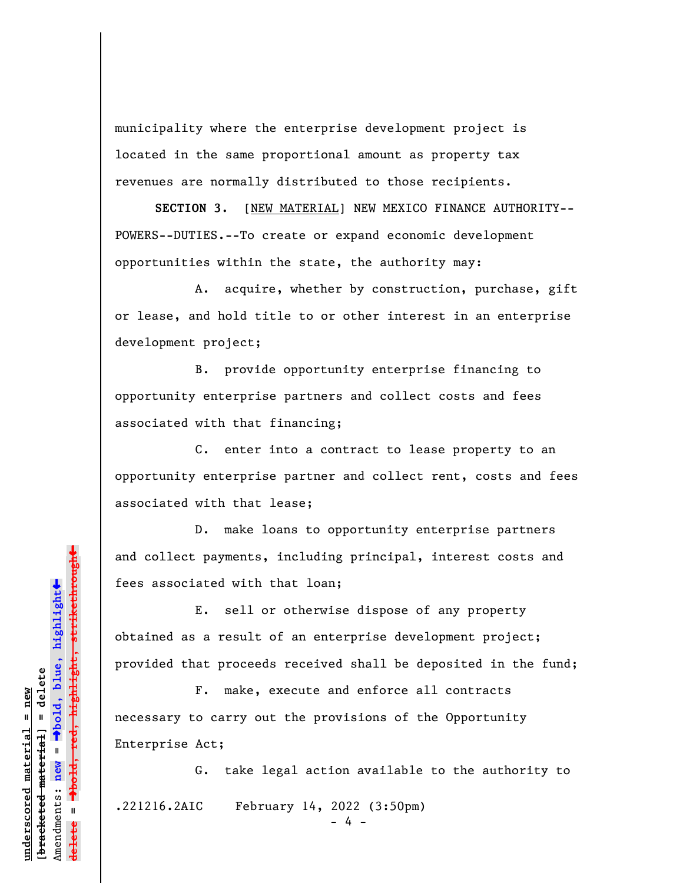municipality where the enterprise development project is located in the same proportional amount as property tax revenues are normally distributed to those recipients.

**SECTION 3.** [NEW MATERIAL] NEW MEXICO FINANCE AUTHORITY--POWERS--DUTIES.--To create or expand economic development opportunities within the state, the authority may:

A. acquire, whether by construction, purchase, gift or lease, and hold title to or other interest in an enterprise development project;

B. provide opportunity enterprise financing to opportunity enterprise partners and collect costs and fees associated with that financing;

C. enter into a contract to lease property to an opportunity enterprise partner and collect rent, costs and fees associated with that lease;

D. make loans to opportunity enterprise partners and collect payments, including principal, interest costs and fees associated with that loan;

E. sell or otherwise dispose of any property obtained as a result of an enterprise development project; provided that proceeds received shall be deposited in the fund;

F. make, execute and enforce all contracts necessary to carry out the provisions of the Opportunity Enterprise Act;

G. take legal action available to the authority to

.221216.2AIC February 14, 2022 (3:50pm)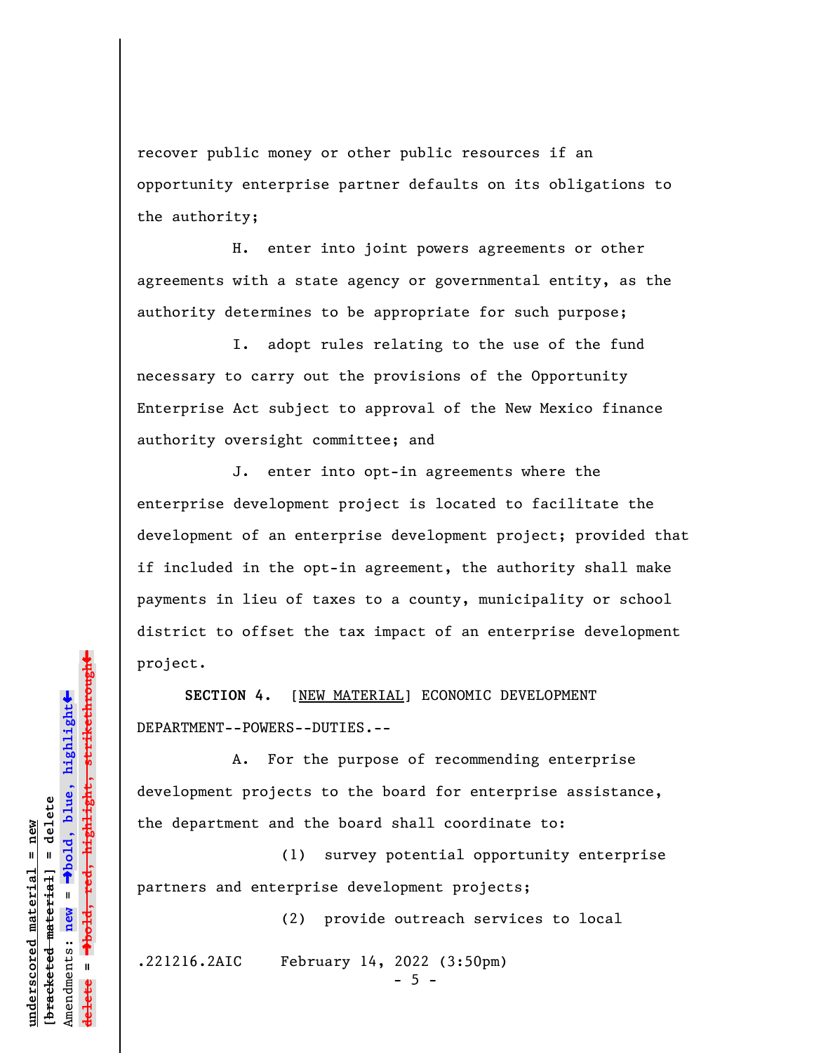recover public money or other public resources if an opportunity enterprise partner defaults on its obligations to the authority;

H. enter into joint powers agreements or other agreements with a state agency or governmental entity, as the authority determines to be appropriate for such purpose;

I. adopt rules relating to the use of the fund necessary to carry out the provisions of the Opportunity Enterprise Act subject to approval of the New Mexico finance authority oversight committee; and

J. enter into opt-in agreements where the enterprise development project is located to facilitate the development of an enterprise development project; provided that if included in the opt-in agreement, the authority shall make payments in lieu of taxes to a county, municipality or school district to offset the tax impact of an enterprise development project.

**SECTION 4.** [<u>NEW MATERIAL</u>] ECONOMIC DEVELOPMENT DEPARTMENT--POWERS--DUTIES.--

A. For the purpose of recommending enterprise development projects to the board for enterprise assistance, the department and the board shall coordinate to:

(1) survey potential opportunity enterprise partners and enterprise development projects;

(2) provide outreach services to local

.221216.2AIC February 14, 2022 (3:50pm)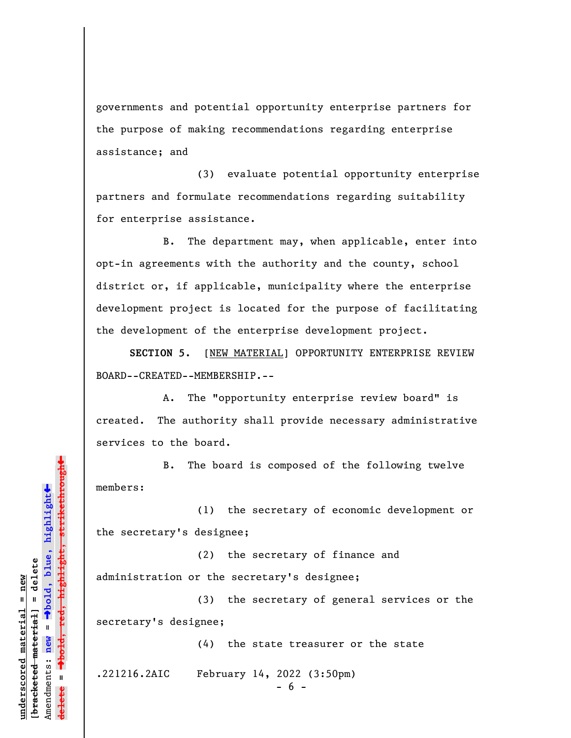governments and potential opportunity enterprise partners for the purpose of making recommendations regarding enterprise assistance; and

(3) evaluate potential opportunity enterprise partners and formulate recommendations regarding suitability for enterprise assistance.

B. The department may, when applicable, enter into opt-in agreements with the authority and the county, school district or, if applicable, municipality where the enterprise development project is located for the purpose of facilitating the development of the enterprise development project.

**SECTION 5.** [NEW MATERIAL] OPPORTUNITY ENTERPRISE REVIEW BOARD--CREATED--MEMBERSHIP.--

A. The "opportunity enterprise review board" is created. The authority shall provide necessary administrative services to the board.

B. The board is composed of the following twelve members:

(1) the secretary of economic development or the secretary's designee;

(2) the secretary of finance and administration or the secretary's designee;

(3) the secretary of general services or the secretary's designee;

(4) the state treasurer or the state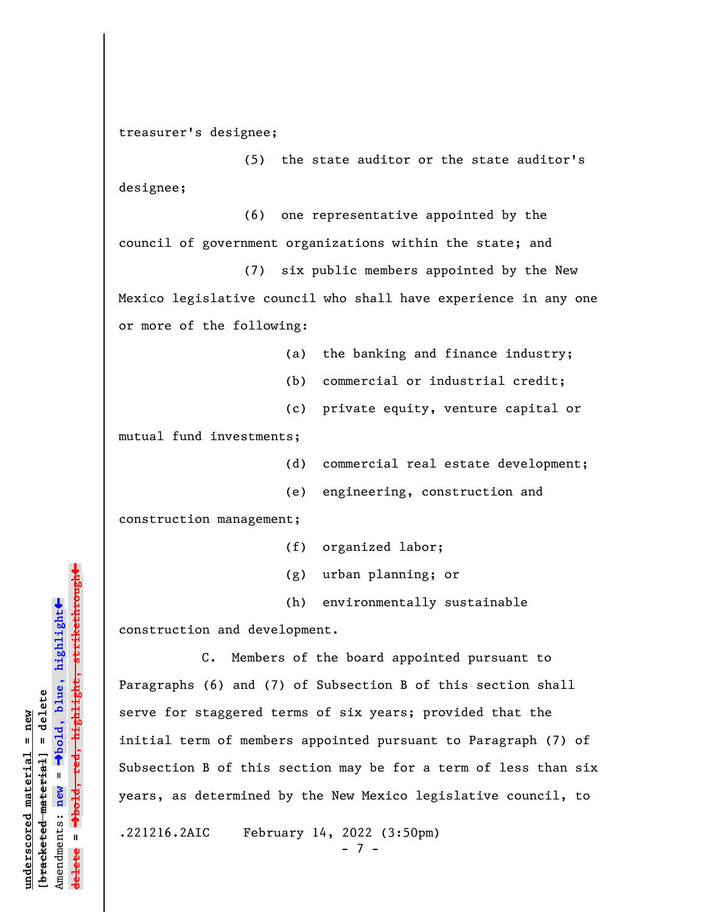treasurer's designee;

(5) the state auditor or the state auditor's designee;

(6) one representative appointed by the council of government organizations within the state; and

(7) six public members appointed by the New Mexico legislative council who shall have experience in any one or more of the following:

(a) the banking and finance industry;

(b) commercial or industrial credit;

(c) private equity, venture capital or mutual fund investments;

(d) commercial real estate development;

(e) engineering, construction and construction management;

(f) organized labor;

(g) urban planning; or

(h) environmentally sustainable construction and development.

C. Members of the board appointed pursuant to Paragraphs (6) and (7) of Subsection B of this section shall serve for staggered terms of six years; provided that the initial term of members appointed pursuant to Paragraph (7) of Subsection B of this section may be for a term of less than six years, as determined by the New Mexico legislative council, to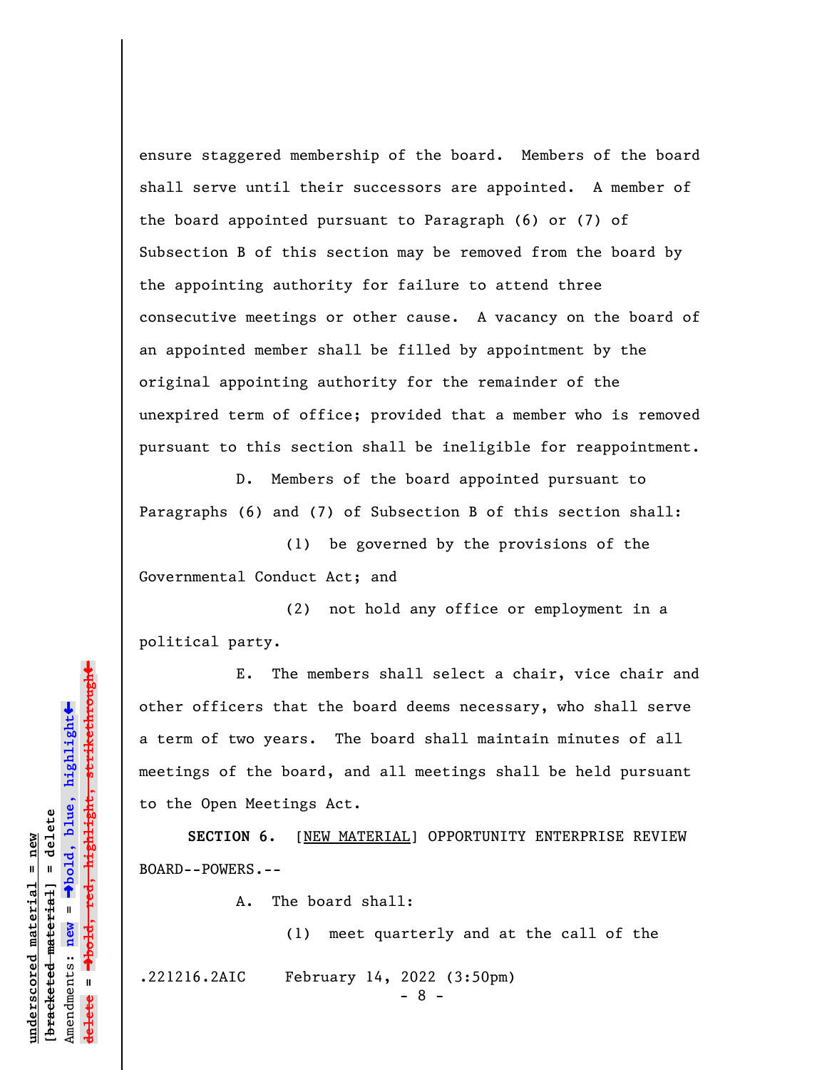ensure staggered membership of the board. Members of the board shall serve until their successors are appointed. A member of the board appointed pursuant to Paragraph (6) or (7) of Subsection B of this section may be removed from the board by the appointing authority for failure to attend three consecutive meetings or other cause. A vacancy on the board of an appointed member shall be filled by appointment by the original appointing authority for the remainder of the unexpired term of office; provided that a member who is removed pursuant to this section shall be ineligible for reappointment.

D. Members of the board appointed pursuant to Paragraphs (6) and (7) of Subsection B of this section shall:

(1) be governed by the provisions of the Governmental Conduct Act; and

(2) not hold any office or employment in a political party.

E. The members shall select a chair, vice chair and other officers that the board deems necessary, who shall serve a term of two years. The board shall maintain minutes of all meetings of the board, and all meetings shall be held pursuant to the Open Meetings Act.

**SECTION 6.** [NEW MATERIAL] OPPORTUNITY ENTERPRISE REVIEW BOARD--POWERS.--

A. The board shall:

(1) meet quarterly and at the call of the

.221216.2AIC February 14, 2022 (3:50pm)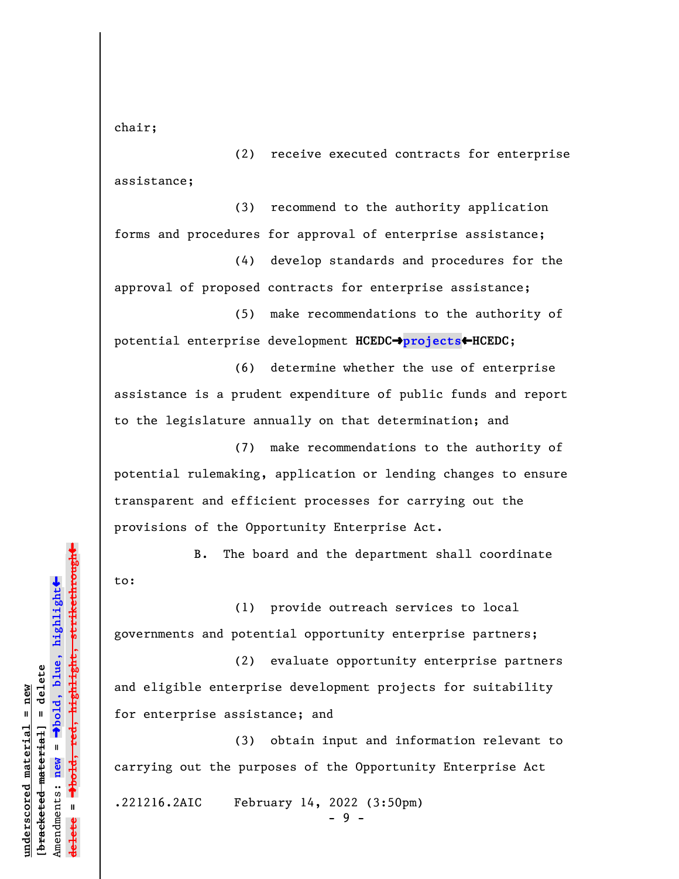chair;

(2) receive executed contracts for enterprise assistance;

(3) recommend to the authority application forms and procedures for approval of enterprise assistance;

(4) develop standards and procedures for the approval of proposed contracts for enterprise assistance;

(5) make recommendations to the authority of potential enterprise development **HCEDC→projects←HCEDC**;

(6) determine whether the use of enterprise assistance is a prudent expenditure of public funds and report to the legislature annually on that determination; and

(7) make recommendations to the authority of potential rulemaking, application or lending changes to ensure transparent and efficient processes for carrying out the provisions of the Opportunity Enterprise Act.

B. The board and the department shall coordinate to:

(1) provide outreach services to local governments and potential opportunity enterprise partners;

(2) evaluate opportunity enterprise partners and eligible enterprise development projects for suitability for enterprise assistance; and

(3) obtain input and information relevant to carrying out the purposes of the Opportunity Enterprise Act

.221216.2AIC February 14, 2022 (3:50pm)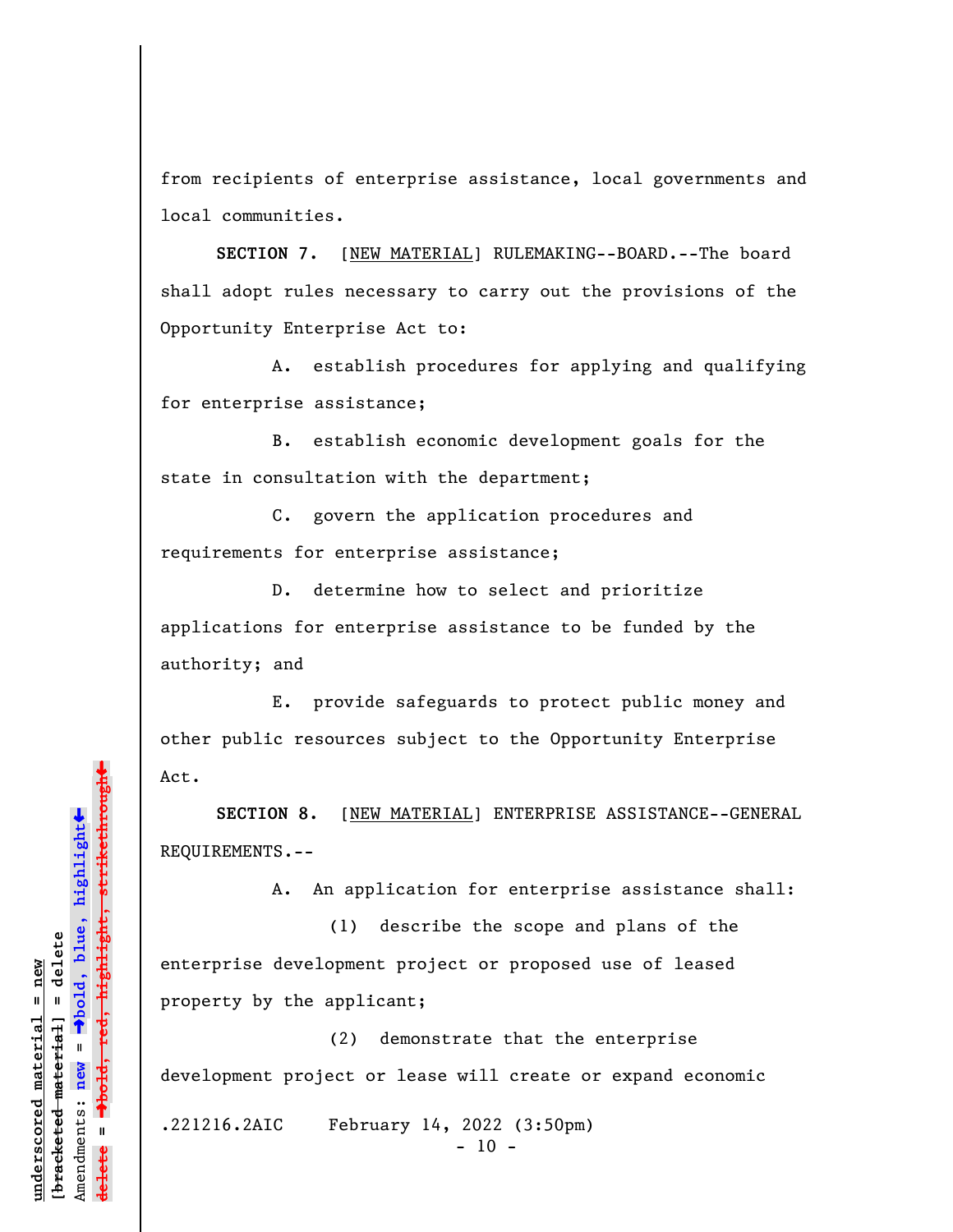from recipients of enterprise assistance, local governments and local communities.

**SECTION 7.** [NEW MATERIAL] RULEMAKING--BOARD.--The board shall adopt rules necessary to carry out the provisions of the Opportunity Enterprise Act to:

A. establish procedures for applying and qualifying for enterprise assistance;

B. establish economic development goals for the state in consultation with the department;

C. govern the application procedures and requirements for enterprise assistance;

D. determine how to select and prioritize applications for enterprise assistance to be funded by the authority; and

E. provide safeguards to protect public money and other public resources subject to the Opportunity Enterprise Act.

**SECTION 8.** [NEW MATERIAL] ENTERPRISE ASSISTANCE--GENERAL REQUIREMENTS.--

A. An application for enterprise assistance shall:

(1) describe the scope and plans of the enterprise development project or proposed use of leased property by the applicant;

(2) demonstrate that the enterprise development project or lease will create or expand economic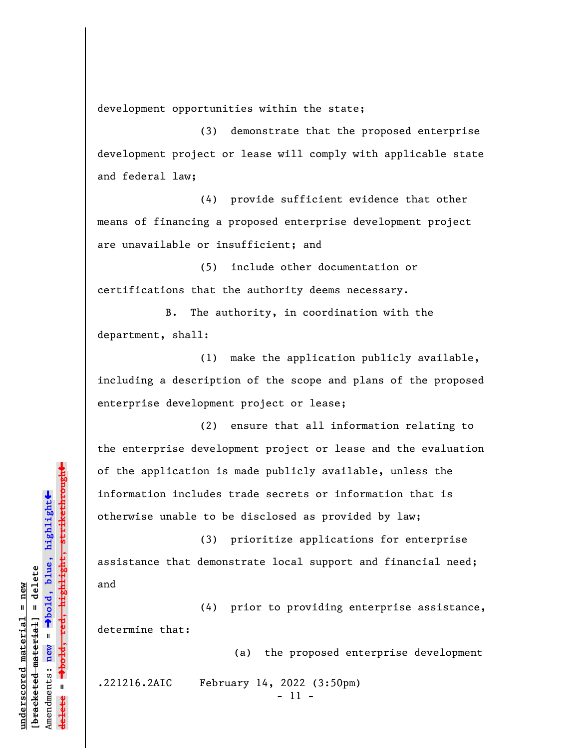development opportunities within the state;

(3) demonstrate that the proposed enterprise development project or lease will comply with applicable state and federal law;

(4) provide sufficient evidence that other means of financing a proposed enterprise development project are unavailable or insufficient; and

(5) include other documentation or certifications that the authority deems necessary.

B. The authority, in coordination with the department, shall:

(1) make the application publicly available, including a description of the scope and plans of the proposed enterprise development project or lease;

(2) ensure that all information relating to the enterprise development project or lease and the evaluation of the application is made publicly available, unless the information includes trade secrets or information that is otherwise unable to be disclosed as provided by law;

(3) prioritize applications for enterprise assistance that demonstrate local support and financial need; and

(4) prior to providing enterprise assistance, determine that:

(a) the proposed enterprise development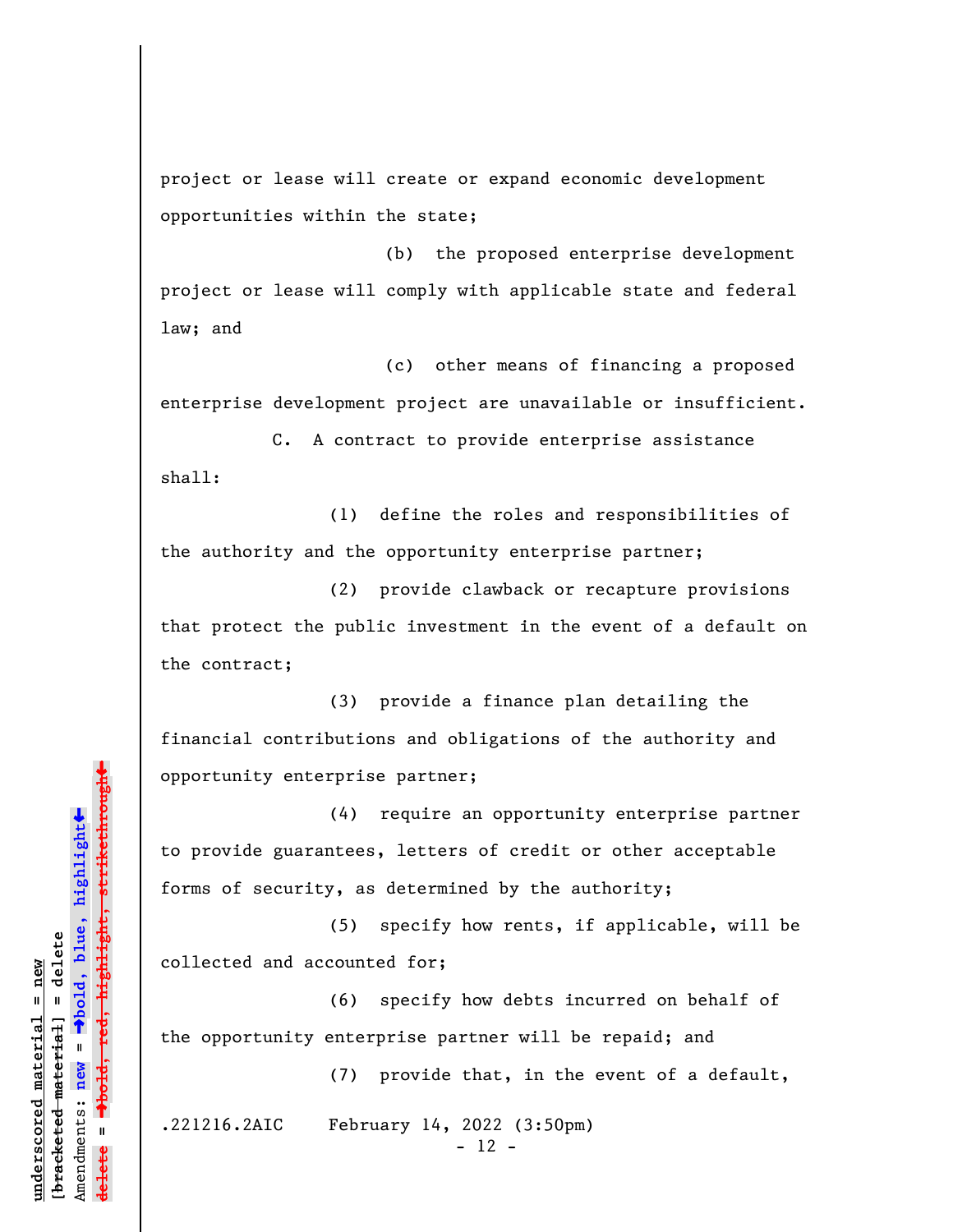project or lease will create or expand economic development opportunities within the state;

(b) the proposed enterprise development project or lease will comply with applicable state and federal law; and

(c) other means of financing a proposed enterprise development project are unavailable or insufficient.

C. A contract to provide enterprise assistance shall:

(1) define the roles and responsibilities of the authority and the opportunity enterprise partner;

(2) provide clawback or recapture provisions that protect the public investment in the event of a default on the contract;

(3) provide a finance plan detailing the financial contributions and obligations of the authority and opportunity enterprise partner;

(4) require an opportunity enterprise partner to provide guarantees, letters of credit or other acceptable forms of security, as determined by the authority;

(5) specify how rents, if applicable, will be collected and accounted for;

(6) specify how debts incurred on behalf of the opportunity enterprise partner will be repaid; and

(7) provide that, in the event of a default,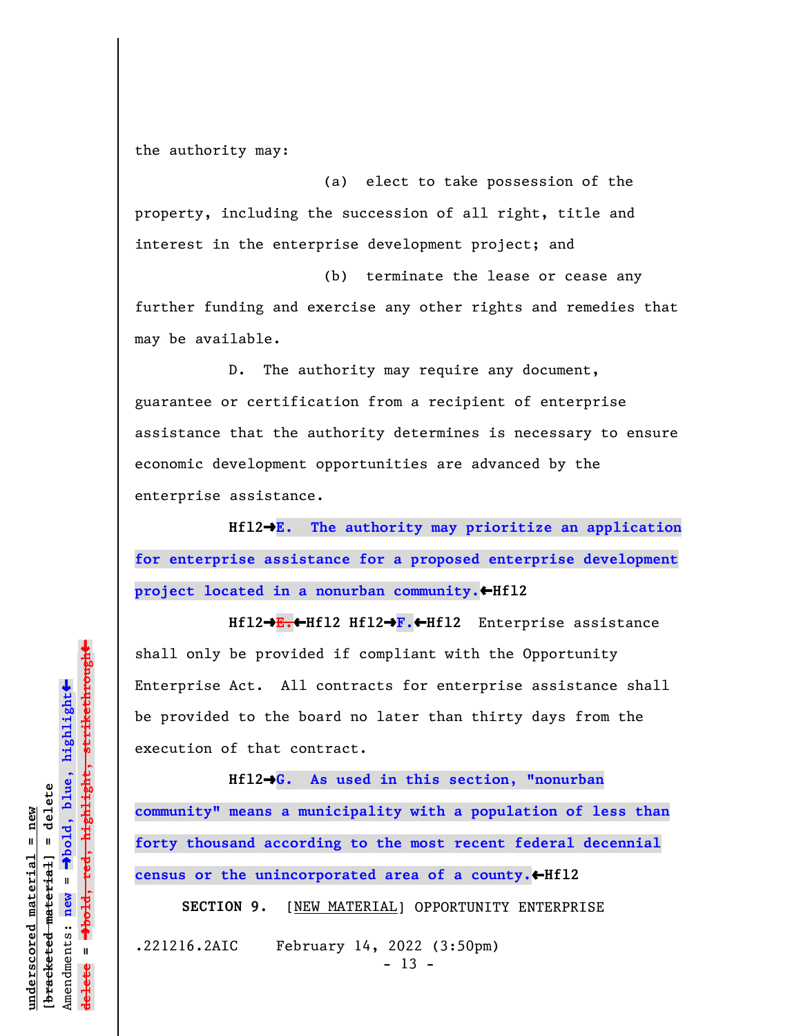the authority may:

(a) elect to take possession of the property, including the succession of all right, title and interest in the enterprise development project; and

(b) terminate the lease or cease any further funding and exercise any other rights and remedies that may be available.

D. The authority may require any document, guarantee or certification from a recipient of enterprise assistance that the authority determines is necessary to ensure economic development opportunities are advanced by the enterprise assistance.

Hfl2→**E. The authority may prioritize an application for enterprise assistance for a proposed enterprise development project located in a nonurban community.**←Hfl2

Hfl2→~~E.~~←Hfl2 Hfl2→**F.**←Hfl2 Enterprise assistance shall only be provided if compliant with the Opportunity Enterprise Act. All contracts for enterprise assistance shall be provided to the board no later than thirty days from the execution of that contract.

Hfl2→**G. As used in this section, "nonurban community" means a municipality with a population of less than forty thousand according to the most recent federal decennial census or the unincorporated area of a county.**←Hfl2

**SECTION 9.** [NEW MATERIAL] OPPORTUNITY ENTERPRISE

.221216.2AIC February 14, 2022 (3:50pm)

underscored material = new
[bracketed material] = delete
Amendments: new = →bold, blue, highlight←
delete = →bold, red, highlight, strikethrough←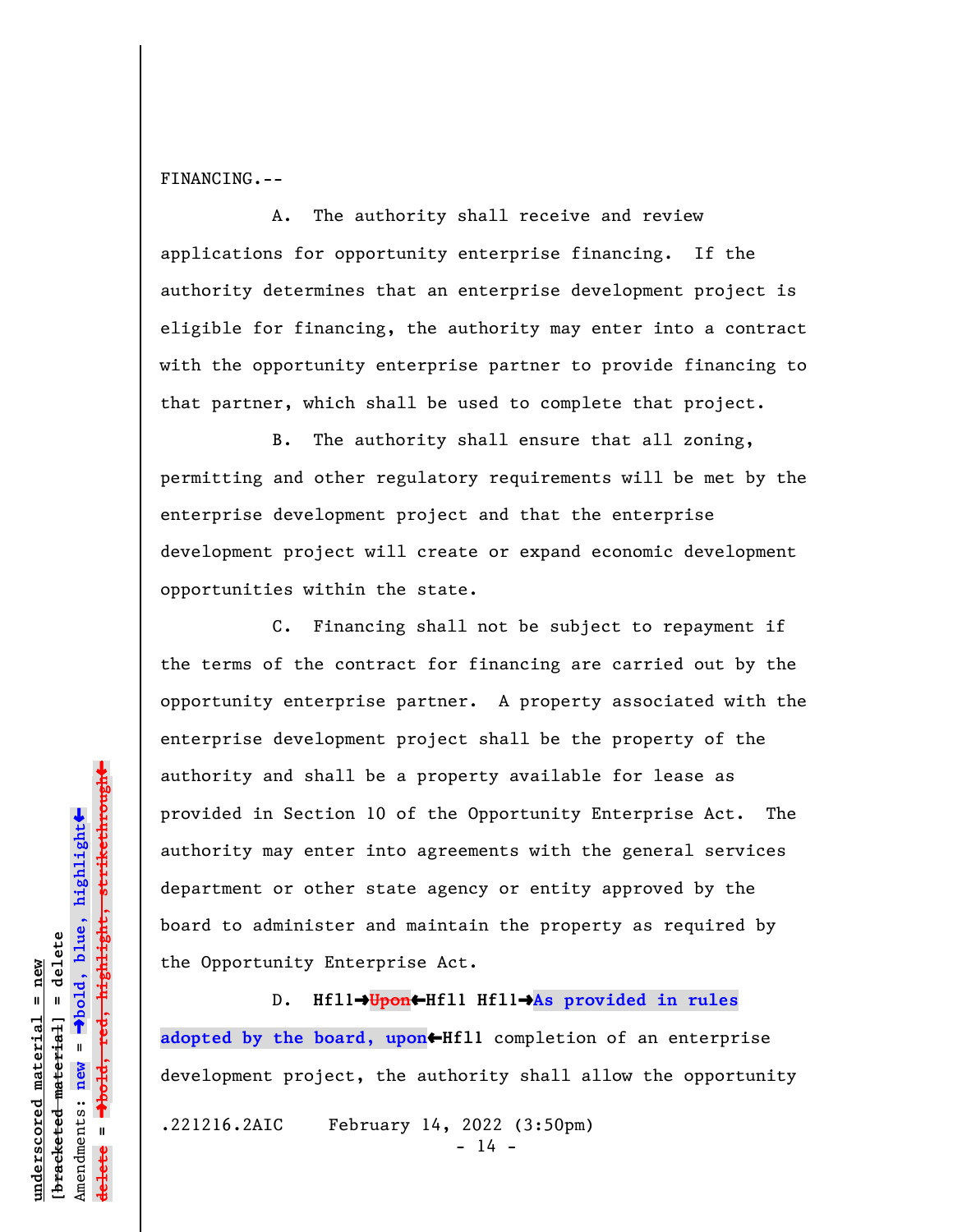FINANCING.--

A. The authority shall receive and review applications for opportunity enterprise financing. If the authority determines that an enterprise development project is eligible for financing, the authority may enter into a contract with the opportunity enterprise partner to provide financing to that partner, which shall be used to complete that project.

B. The authority shall ensure that all zoning, permitting and other regulatory requirements will be met by the enterprise development project and that the enterprise development project will create or expand economic development opportunities within the state.

C. Financing shall not be subject to repayment if the terms of the contract for financing are carried out by the opportunity enterprise partner. A property associated with the enterprise development project shall be the property of the authority and shall be a property available for lease as provided in Section 10 of the Opportunity Enterprise Act. The authority may enter into agreements with the general services department or other state agency or entity approved by the board to administer and maintain the property as required by the Opportunity Enterprise Act.

D. **Hfl1→~~Upon~~←Hfl1 Hfl1→As provided in rules adopted by the board, upon←Hfl1** completion of an enterprise development project, the authority shall allow the opportunity

.221216.2AIC February 14, 2022 (3:50pm)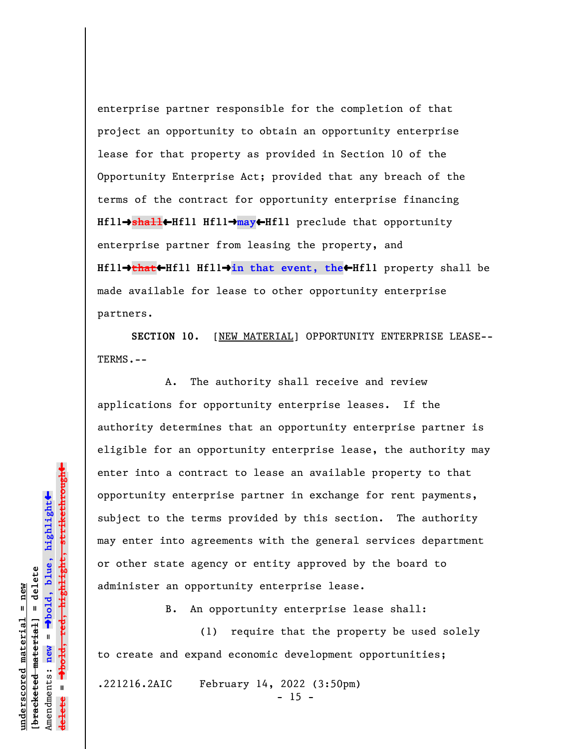enterprise partner responsible for the completion of that project an opportunity to obtain an opportunity enterprise lease for that property as provided in Section 10 of the Opportunity Enterprise Act; provided that any breach of the terms of the contract for opportunity enterprise financing **Hfl1→**~~shall~~**←Hfl1 Hfl1→may←Hfl1** preclude that opportunity enterprise partner from leasing the property, and **Hfl1→**~~that~~**←Hfl1 Hfl1→in that event, the←Hfl1** property shall be made available for lease to other opportunity enterprise partners.

**SECTION 10.** [NEW MATERIAL] OPPORTUNITY ENTERPRISE LEASE--TERMS.--

A. The authority shall receive and review applications for opportunity enterprise leases. If the authority determines that an opportunity enterprise partner is eligible for an opportunity enterprise lease, the authority may enter into a contract to lease an available property to that opportunity enterprise partner in exchange for rent payments, subject to the terms provided by this section. The authority may enter into agreements with the general services department or other state agency or entity approved by the board to administer an opportunity enterprise lease.

B. An opportunity enterprise lease shall:

(1) require that the property be used solely to create and expand economic development opportunities;

.221216.2AIC February 14, 2022 (3:50pm)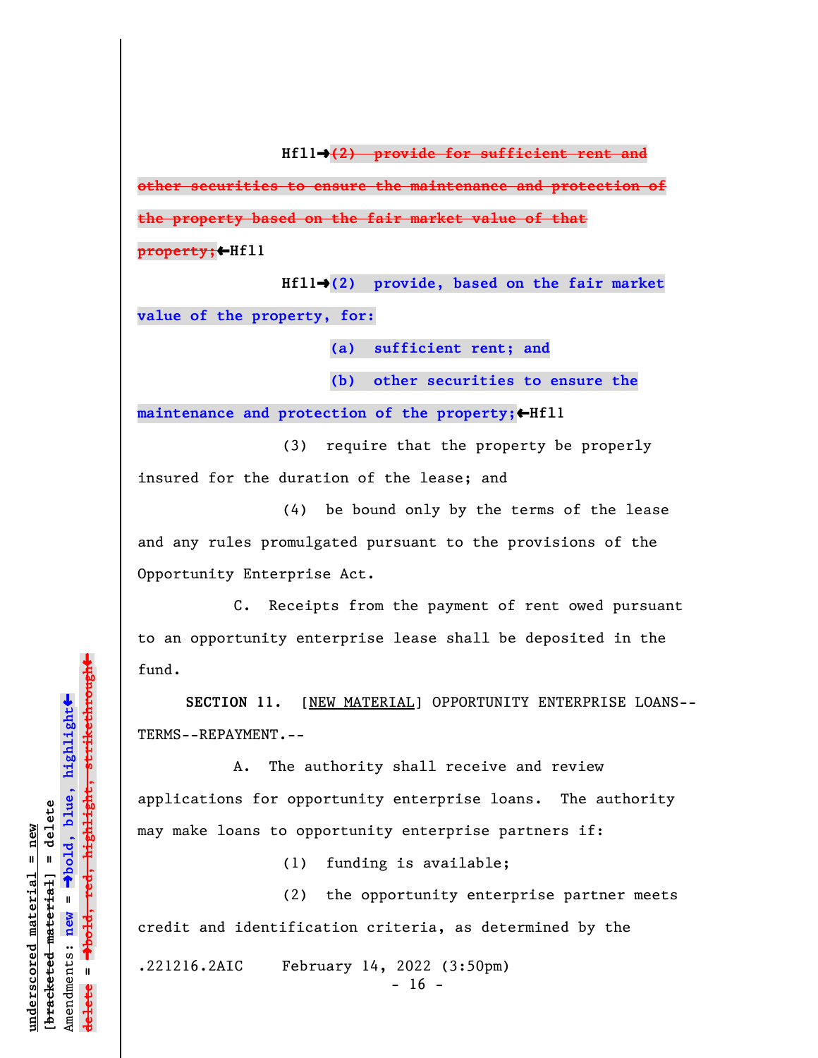Hfl1→~~(2) provide for sufficient rent and other securities to ensure the maintenance and protection of the property based on the fair market value of that property;~~←Hfl1

Hfl1→**(2) provide, based on the fair market value of the property, for:**

**(a) sufficient rent; and**

**(b) other securities to ensure the maintenance and protection of the property;**←Hfl1

(3) require that the property be properly insured for the duration of the lease; and

(4) be bound only by the terms of the lease and any rules promulgated pursuant to the provisions of the Opportunity Enterprise Act.

C. Receipts from the payment of rent owed pursuant to an opportunity enterprise lease shall be deposited in the fund.

**SECTION 11.** [NEW MATERIAL] OPPORTUNITY ENTERPRISE LOANS--TERMS--REPAYMENT.--

A. The authority shall receive and review applications for opportunity enterprise loans. The authority may make loans to opportunity enterprise partners if:

(1) funding is available;

(2) the opportunity enterprise partner meets credit and identification criteria, as determined by the

.221216.2AIC February 14, 2022 (3:50pm)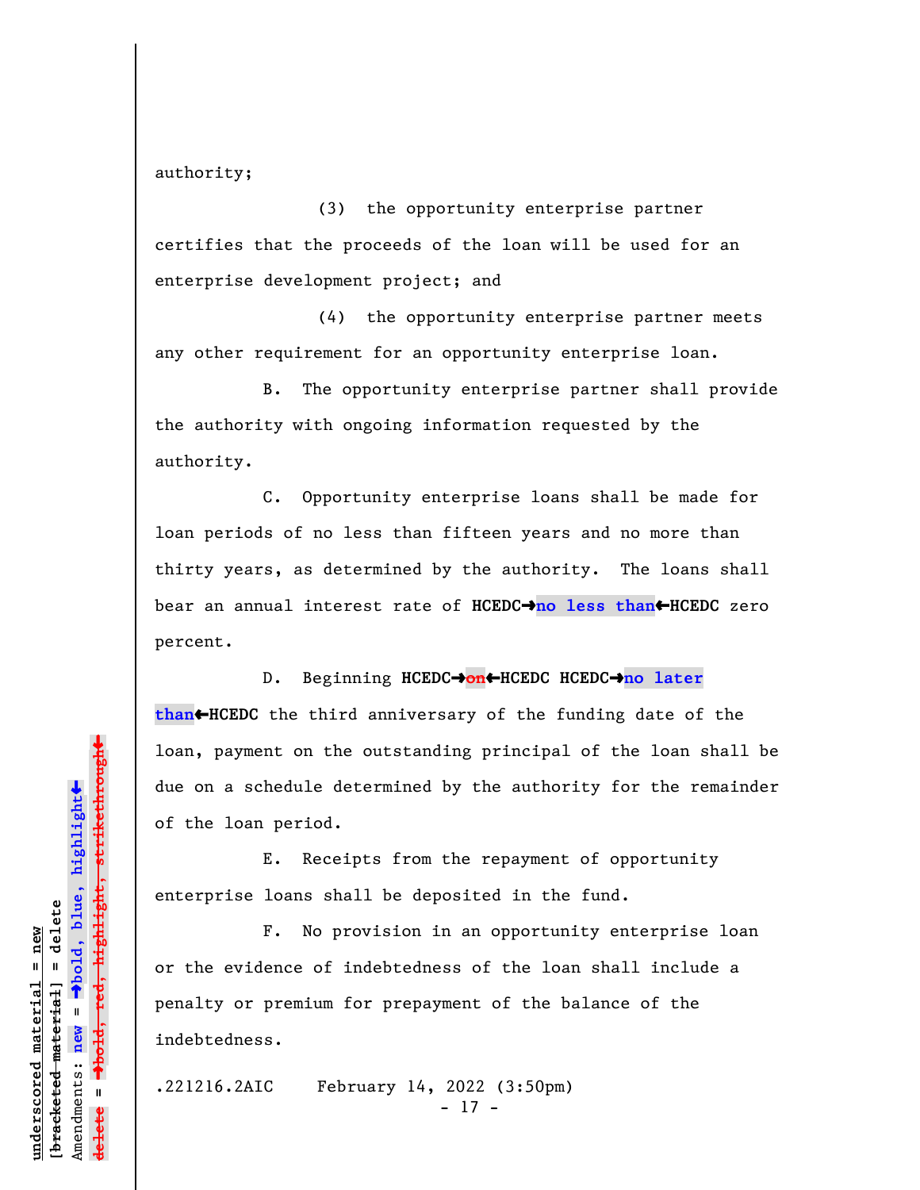authority;

(3) the opportunity enterprise partner certifies that the proceeds of the loan will be used for an enterprise development project; and

(4) the opportunity enterprise partner meets any other requirement for an opportunity enterprise loan.

B. The opportunity enterprise partner shall provide the authority with ongoing information requested by the authority.

C. Opportunity enterprise loans shall be made for loan periods of no less than fifteen years and no more than thirty years, as determined by the authority. The loans shall bear an annual interest rate of **HCEDC→no less than←HCEDC** zero percent.

D. Beginning **HCEDC→~~on~~←HCEDC HCEDC→no later than←HCEDC** the third anniversary of the funding date of the loan, payment on the outstanding principal of the loan shall be due on a schedule determined by the authority for the remainder of the loan period.

E. Receipts from the repayment of opportunity enterprise loans shall be deposited in the fund.

F. No provision in an opportunity enterprise loan or the evidence of indebtedness of the loan shall include a penalty or premium for prepayment of the balance of the indebtedness.

.221216.2AIC February 14, 2022 (3:50pm)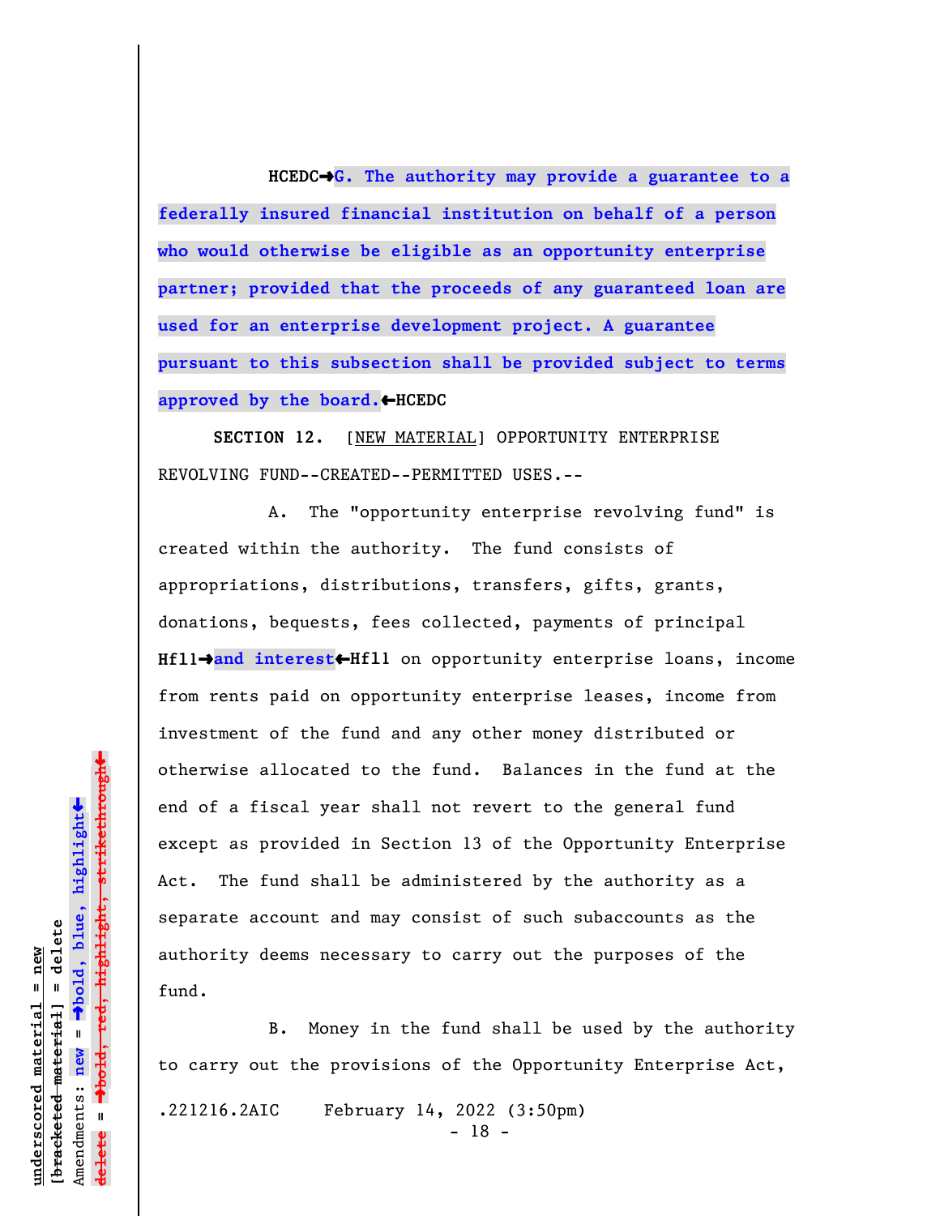HCEDC→**G. The authority may provide a guarantee to a federally insured financial institution on behalf of a person who would otherwise be eligible as an opportunity enterprise partner; provided that the proceeds of any guaranteed loan are used for an enterprise development project. A guarantee pursuant to this subsection shall be provided subject to terms approved by the board.**←HCEDC

**SECTION 12.** [NEW MATERIAL] OPPORTUNITY ENTERPRISE REVOLVING FUND--CREATED--PERMITTED USES.--

A. The "opportunity enterprise revolving fund" is created within the authority. The fund consists of appropriations, distributions, transfers, gifts, grants, donations, bequests, fees collected, payments of principal Hfl1→**and interest**←Hfl1 on opportunity enterprise loans, income from rents paid on opportunity enterprise leases, income from investment of the fund and any other money distributed or otherwise allocated to the fund. Balances in the fund at the end of a fiscal year shall not revert to the general fund except as provided in Section 13 of the Opportunity Enterprise Act. The fund shall be administered by the authority as a separate account and may consist of such subaccounts as the authority deems necessary to carry out the purposes of the fund.

B. Money in the fund shall be used by the authority to carry out the provisions of the Opportunity Enterprise Act,

.221216.2AIC February 14, 2022 (3:50pm)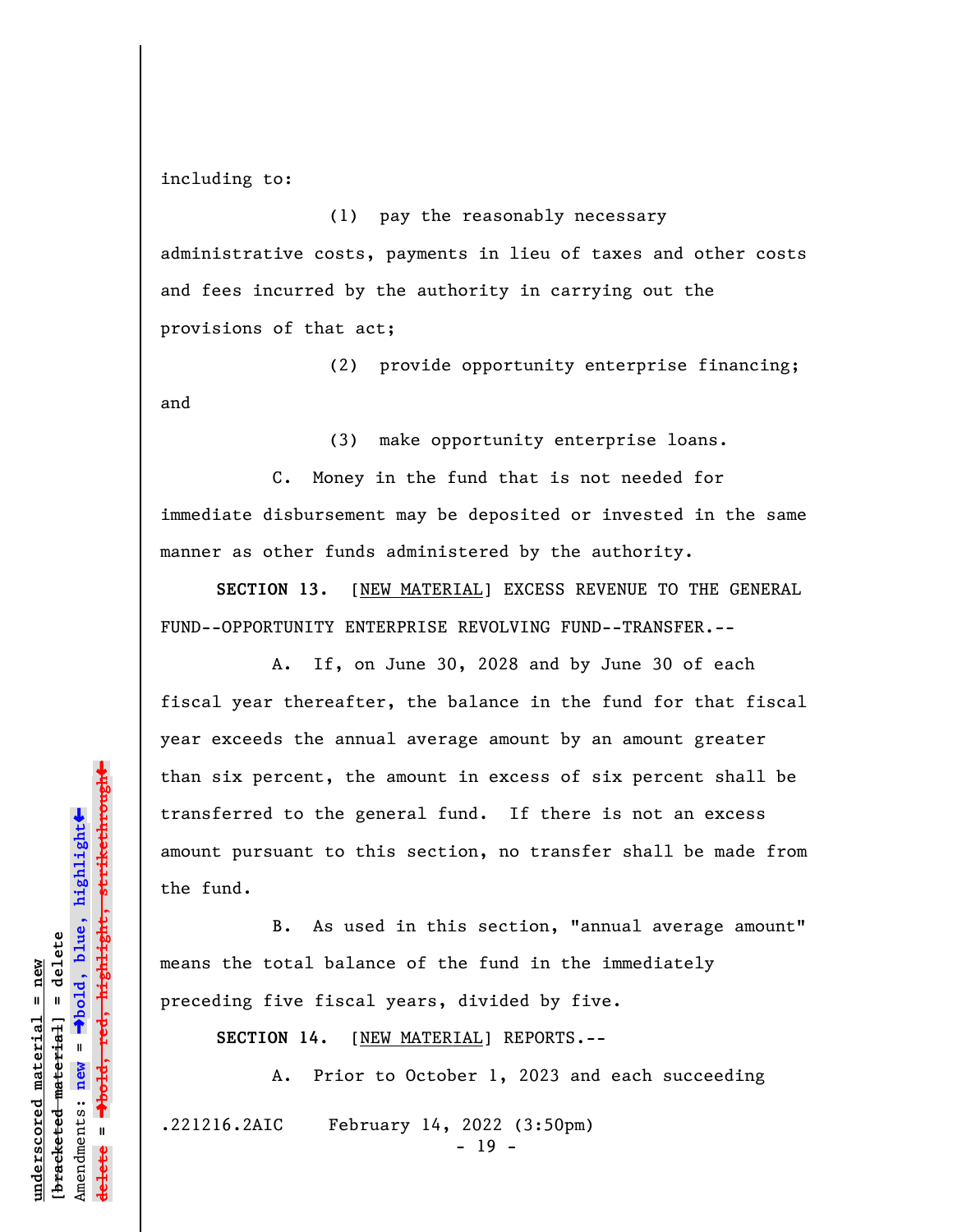including to:

(1) pay the reasonably necessary administrative costs, payments in lieu of taxes and other costs and fees incurred by the authority in carrying out the provisions of that act;

(2) provide opportunity enterprise financing; and

(3) make opportunity enterprise loans.

C. Money in the fund that is not needed for immediate disbursement may be deposited or invested in the same manner as other funds administered by the authority.

**SECTION 13.** [NEW MATERIAL] EXCESS REVENUE TO THE GENERAL FUND--OPPORTUNITY ENTERPRISE REVOLVING FUND--TRANSFER.--

A. If, on June 30, 2028 and by June 30 of each fiscal year thereafter, the balance in the fund for that fiscal year exceeds the annual average amount by an amount greater than six percent, the amount in excess of six percent shall be transferred to the general fund. If there is not an excess amount pursuant to this section, no transfer shall be made from the fund.

B. As used in this section, "annual average amount" means the total balance of the fund in the immediately preceding five fiscal years, divided by five.

**SECTION 14.** [NEW MATERIAL] REPORTS.--

A. Prior to October 1, 2023 and each succeeding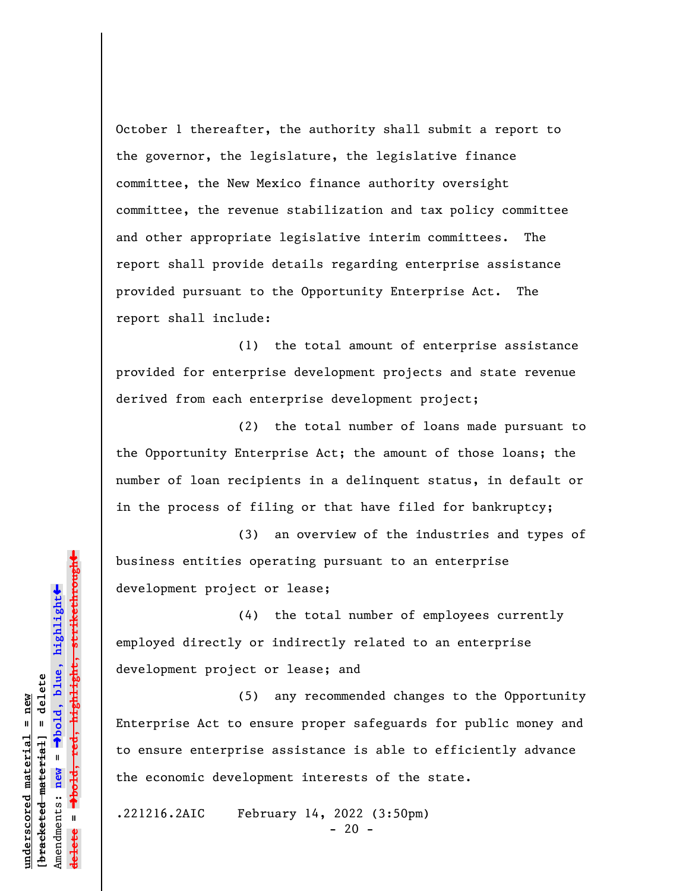October 1 thereafter, the authority shall submit a report to the governor, the legislature, the legislative finance committee, the New Mexico finance authority oversight committee, the revenue stabilization and tax policy committee and other appropriate legislative interim committees. The report shall provide details regarding enterprise assistance provided pursuant to the Opportunity Enterprise Act. The report shall include:

(1) the total amount of enterprise assistance provided for enterprise development projects and state revenue derived from each enterprise development project;

(2) the total number of loans made pursuant to the Opportunity Enterprise Act; the amount of those loans; the number of loan recipients in a delinquent status, in default or in the process of filing or that have filed for bankruptcy;

(3) an overview of the industries and types of business entities operating pursuant to an enterprise development project or lease;

(4) the total number of employees currently employed directly or indirectly related to an enterprise development project or lease; and

(5) any recommended changes to the Opportunity Enterprise Act to ensure proper safeguards for public money and to ensure enterprise assistance is able to efficiently advance the economic development interests of the state.

.221216.2AIC February 14, 2022 (3:50pm)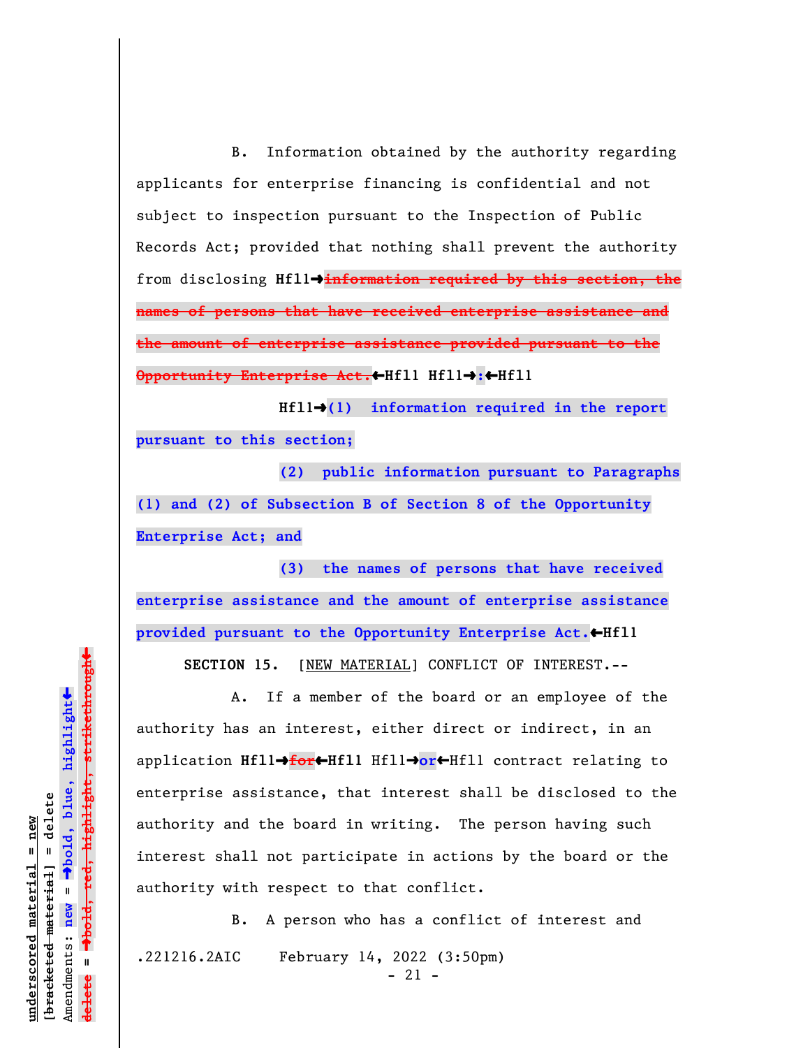B. Information obtained by the authority regarding applicants for enterprise financing is confidential and not subject to inspection pursuant to the Inspection of Public Records Act; provided that nothing shall prevent the authority from disclosing Hfl1→~~information required by this section, the names of persons that have received enterprise assistance and the amount of enterprise assistance provided pursuant to the Opportunity Enterprise Act.~~←Hfl1 Hfl1→**:**←Hfl1

Hfl1→**(1) information required in the report pursuant to this section;**

**(2) public information pursuant to Paragraphs (1) and (2) of Subsection B of Section 8 of the Opportunity Enterprise Act; and**

**(3) the names of persons that have received enterprise assistance and the amount of enterprise assistance provided pursuant to the Opportunity Enterprise Act.**←Hfl1

SECTION 15. [NEW MATERIAL] CONFLICT OF INTEREST.--

A. If a member of the board or an employee of the authority has an interest, either direct or indirect, in an application Hfl1→~~for~~←Hfl1 Hfl1→**or**←Hfl1 contract relating to enterprise assistance, that interest shall be disclosed to the authority and the board in writing. The person having such interest shall not participate in actions by the board or the authority with respect to that conflict.

B. A person who has a conflict of interest and

.221216.2AIC February 14, 2022 (3:50pm)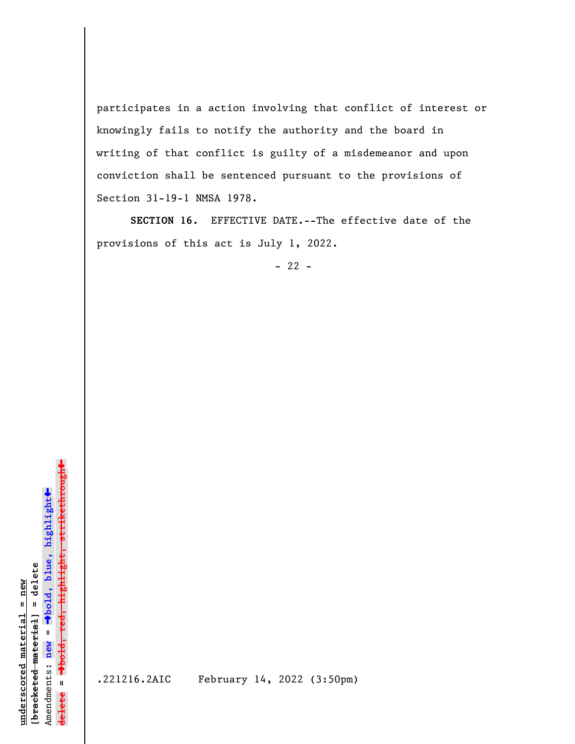participates in a action involving that conflict of interest or knowingly fails to notify the authority and the board in writing of that conflict is guilty of a misdemeanor and upon conviction shall be sentenced pursuant to the provisions of Section 31-19-1 NMSA 1978.

**SECTION 16.** EFFECTIVE DATE.--The effective date of the provisions of this act is July 1, 2022.

.221216.2AIC February 14, 2022 (3:50pm)